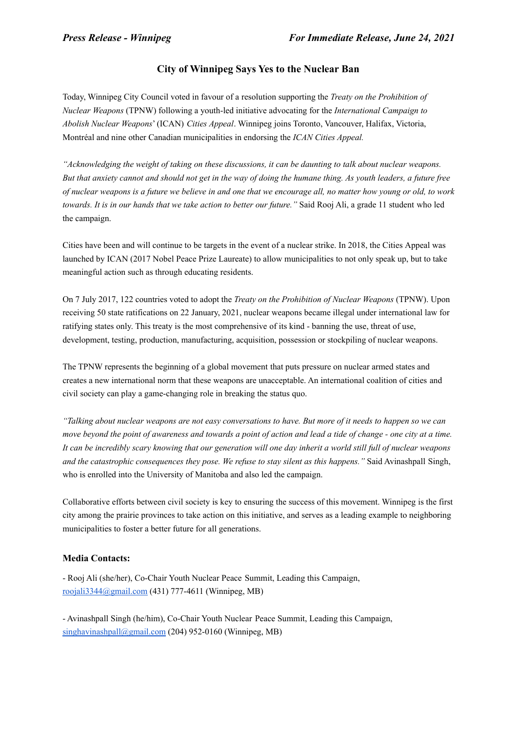*Press Release - Winnipeg* *For Immediate Release, June 24, 2021*

## City of Winnipeg Says Yes to the Nuclear Ban

Today, Winnipeg City Council voted in favour of a resolution supporting the *Treaty on the Prohibition of Nuclear Weapons* (TPNW) following a youth-led initiative advocating for the *International Campaign to Abolish Nuclear Weapons*' (ICAN) *Cities Appeal*. Winnipeg joins Toronto, Vancouver, Halifax, Victoria, Montréal and nine other Canadian municipalities in endorsing the *ICAN Cities Appeal.*

*"Acknowledging the weight of taking on these discussions, it can be daunting to talk about nuclear weapons. But that anxiety cannot and should not get in the way of doing the humane thing. As youth leaders, a future free of nuclear weapons is a future we believe in and one that we encourage all, no matter how young or old, to work towards. It is in our hands that we take action to better our future."* Said Rooj Ali, a grade 11 student who led the campaign.

Cities have been and will continue to be targets in the event of a nuclear strike. In 2018, the Cities Appeal was launched by ICAN (2017 Nobel Peace Prize Laureate) to allow municipalities to not only speak up, but to take meaningful action such as through educating residents.

On 7 July 2017, 122 countries voted to adopt the *Treaty on the Prohibition of Nuclear Weapons* (TPNW). Upon receiving 50 state ratifications on 22 January, 2021, nuclear weapons became illegal under international law for ratifying states only. This treaty is the most comprehensive of its kind - banning the use, threat of use, development, testing, production, manufacturing, acquisition, possession or stockpiling of nuclear weapons.

The TPNW represents the beginning of a global movement that puts pressure on nuclear armed states and creates a new international norm that these weapons are unacceptable. An international coalition of cities and civil society can play a game-changing role in breaking the status quo.

*"Talking about nuclear weapons are not easy conversations to have. But more of it needs to happen so we can move beyond the point of awareness and towards a point of action and lead a tide of change - one city at a time. It can be incredibly scary knowing that our generation will one day inherit a world still full of nuclear weapons and the catastrophic consequences they pose. We refuse to stay silent as this happens."* Said Avinashpall Singh, who is enrolled into the University of Manitoba and also led the campaign.

Collaborative efforts between civil society is key to ensuring the success of this movement. Winnipeg is the first city among the prairie provinces to take action on this initiative, and serves as a leading example to neighboring municipalities to foster a better future for all generations.

### Media Contacts:

- Rooj Ali (she/her), Co-Chair Youth Nuclear Peace Summit, Leading this Campaign, roojali3344@gmail.com (431) 777-4611 (Winnipeg, MB)

- Avinashpall Singh (he/him), Co-Chair Youth Nuclear Peace Summit, Leading this Campaign, singhavinashpall@gmail.com (204) 952-0160 (Winnipeg, MB)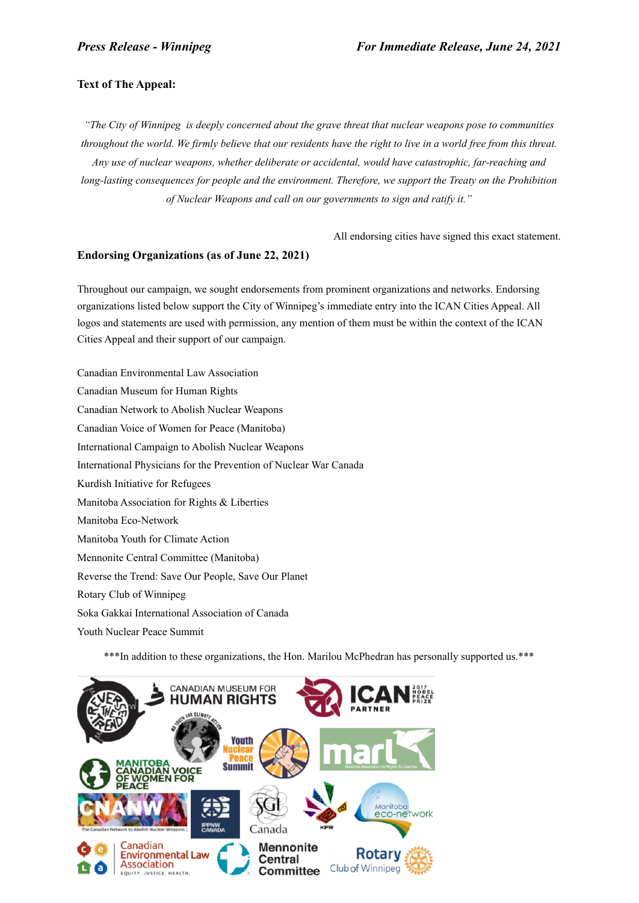**Text of The Appeal:**

*"The City of Winnipeg is deeply concerned about the grave threat that nuclear weapons pose to communities throughout the world. We firmly believe that our residents have the right to live in a world free from this threat. Any use of nuclear weapons, whether deliberate or accidental, would have catastrophic, far-reaching and long-lasting consequences for people and the environment. Therefore, we support the Treaty on the Prohibition of Nuclear Weapons and call on our governments to sign and ratify it."*

All endorsing cities have signed this exact statement.

**Endorsing Organizations (as of June 22, 2021)**

Throughout our campaign, we sought endorsements from prominent organizations and networks. Endorsing organizations listed below support the City of Winnipeg's immediate entry into the ICAN Cities Appeal. All logos and statements are used with permission, any mention of them must be within the context of the ICAN Cities Appeal and their support of our campaign.

Canadian Environmental Law Association
Canadian Museum for Human Rights
Canadian Network to Abolish Nuclear Weapons
Canadian Voice of Women for Peace (Manitoba)
International Campaign to Abolish Nuclear Weapons
International Physicians for the Prevention of Nuclear War Canada
Kurdish Initiative for Refugees
Manitoba Association for Rights & Liberties
Manitoba Eco-Network
Manitoba Youth for Climate Action
Mennonite Central Committee (Manitoba)
Reverse the Trend: Save Our People, Save Our Planet
Rotary Club of Winnipeg
Soka Gakkai International Association of Canada
Youth Nuclear Peace Summit

***In addition to these organizations, the Hon. Marilou McPhedran has personally supported us.***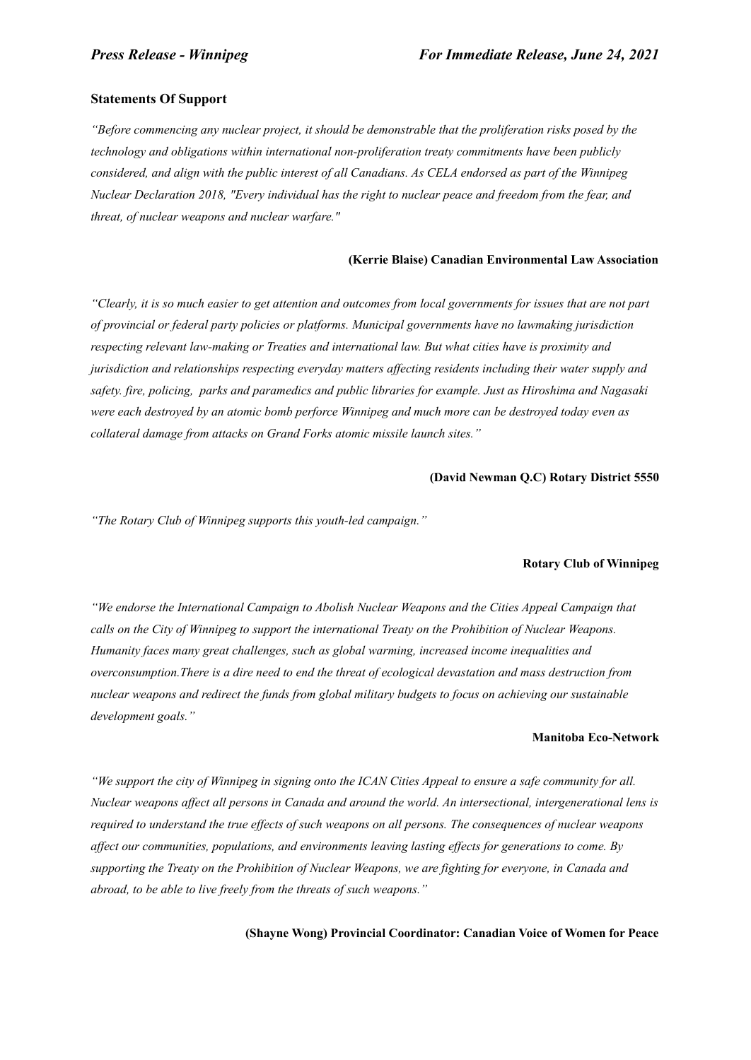**Statements Of Support**

*“Before commencing any nuclear project, it should be demonstrable that the proliferation risks posed by the technology and obligations within international non-proliferation treaty commitments have been publicly considered, and align with the public interest of all Canadians. As CELA endorsed as part of the Winnipeg Nuclear Declaration 2018, "Every individual has the right to nuclear peace and freedom from the fear, and threat, of nuclear weapons and nuclear warfare."*

**(Kerrie Blaise) Canadian Environmental Law Association**

*“Clearly, it is so much easier to get attention and outcomes from local governments for issues that are not part of provincial or federal party policies or platforms. Municipal governments have no lawmaking jurisdiction respecting relevant law-making or Treaties and international law. But what cities have is proximity and jurisdiction and relationships respecting everyday matters affecting residents including their water supply and safety. fire, policing, parks and paramedics and public libraries for example. Just as Hiroshima and Nagasaki were each destroyed by an atomic bomb perforce Winnipeg and much more can be destroyed today even as collateral damage from attacks on Grand Forks atomic missile launch sites.”*

**(David Newman Q.C) Rotary District 5550**

*“The Rotary Club of Winnipeg supports this youth-led campaign.”*

**Rotary Club of Winnipeg**

*“We endorse the International Campaign to Abolish Nuclear Weapons and the Cities Appeal Campaign that calls on the City of Winnipeg to support the international Treaty on the Prohibition of Nuclear Weapons. Humanity faces many great challenges, such as global warming, increased income inequalities and overconsumption.There is a dire need to end the threat of ecological devastation and mass destruction from nuclear weapons and redirect the funds from global military budgets to focus on achieving our sustainable development goals.”*

**Manitoba Eco-Network**

*“We support the city of Winnipeg in signing onto the ICAN Cities Appeal to ensure a safe community for all. Nuclear weapons affect all persons in Canada and around the world. An intersectional, intergenerational lens is required to understand the true effects of such weapons on all persons. The consequences of nuclear weapons affect our communities, populations, and environments leaving lasting effects for generations to come. By supporting the Treaty on the Prohibition of Nuclear Weapons, we are fighting for everyone, in Canada and abroad, to be able to live freely from the threats of such weapons.”*

**(Shayne Wong) Provincial Coordinator: Canadian Voice of Women for Peace**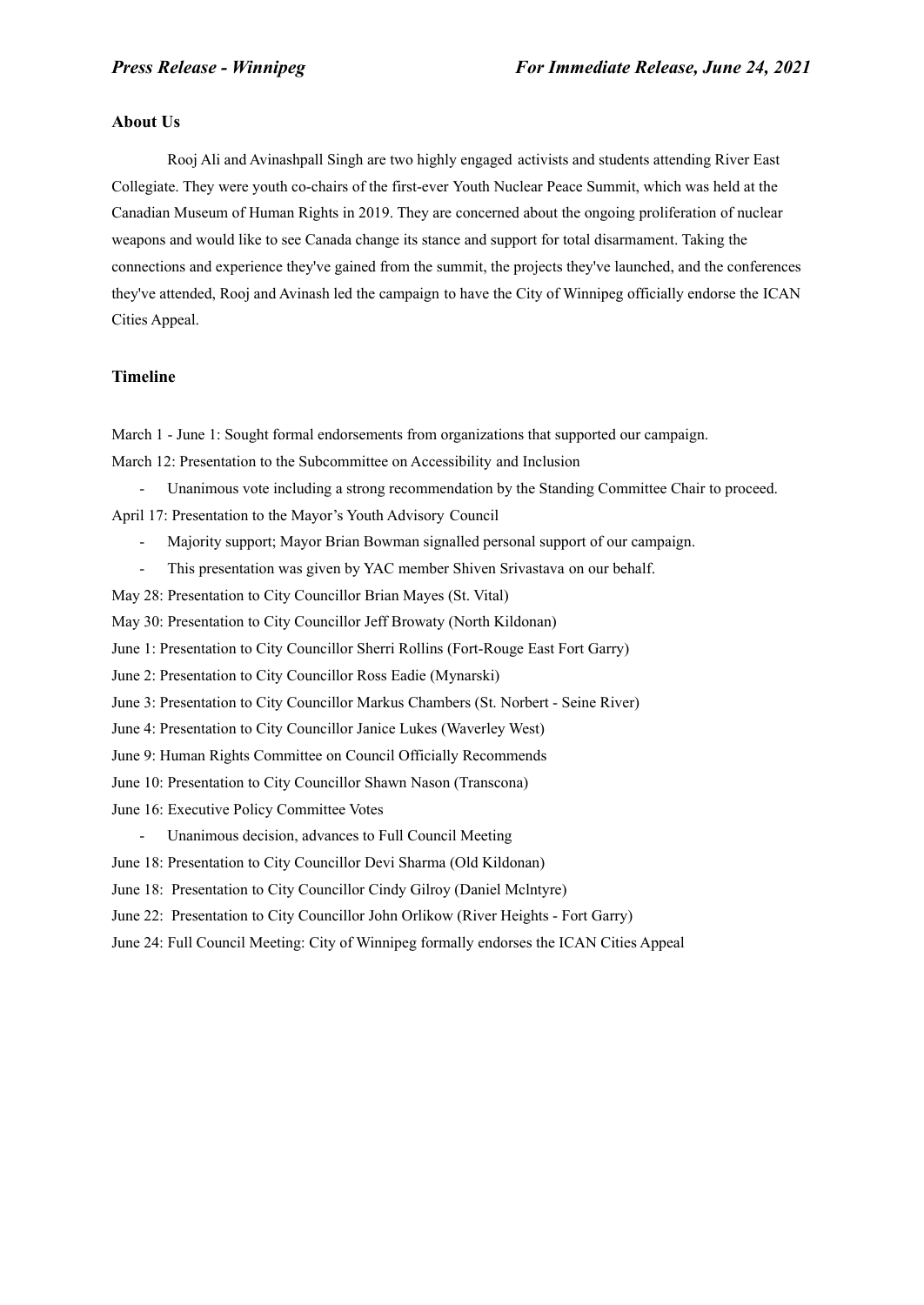## About Us

Rooj Ali and Avinashpall Singh are two highly engaged activists and students attending River East Collegiate. They were youth co-chairs of the first-ever Youth Nuclear Peace Summit, which was held at the Canadian Museum of Human Rights in 2019. They are concerned about the ongoing proliferation of nuclear weapons and would like to see Canada change its stance and support for total disarmament. Taking the connections and experience they've gained from the summit, the projects they've launched, and the conferences they've attended, Rooj and Avinash led the campaign to have the City of Winnipeg officially endorse the ICAN Cities Appeal.

## Timeline

March 1 - June 1: Sought formal endorsements from organizations that supported our campaign.

March 12: Presentation to the Subcommittee on Accessibility and Inclusion

- Unanimous vote including a strong recommendation by the Standing Committee Chair to proceed.

April 17: Presentation to the Mayor's Youth Advisory Council

- Majority support; Mayor Brian Bowman signalled personal support of our campaign.
- This presentation was given by YAC member Shiven Srivastava on our behalf.

May 28: Presentation to City Councillor Brian Mayes (St. Vital)

May 30: Presentation to City Councillor Jeff Browaty (North Kildonan)

June 1: Presentation to City Councillor Sherri Rollins (Fort-Rouge East Fort Garry)

June 2: Presentation to City Councillor Ross Eadie (Mynarski)

June 3: Presentation to City Councillor Markus Chambers (St. Norbert - Seine River)

June 4: Presentation to City Councillor Janice Lukes (Waverley West)

June 9: Human Rights Committee on Council Officially Recommends

June 10: Presentation to City Councillor Shawn Nason (Transcona)

June 16: Executive Policy Committee Votes

- Unanimous decision, advances to Full Council Meeting

June 18: Presentation to City Councillor Devi Sharma (Old Kildonan)

June 18: Presentation to City Councillor Cindy Gilroy (Daniel Mclntyre)

June 22: Presentation to City Councillor John Orlikow (River Heights - Fort Garry)

June 24: Full Council Meeting: City of Winnipeg formally endorses the ICAN Cities Appeal